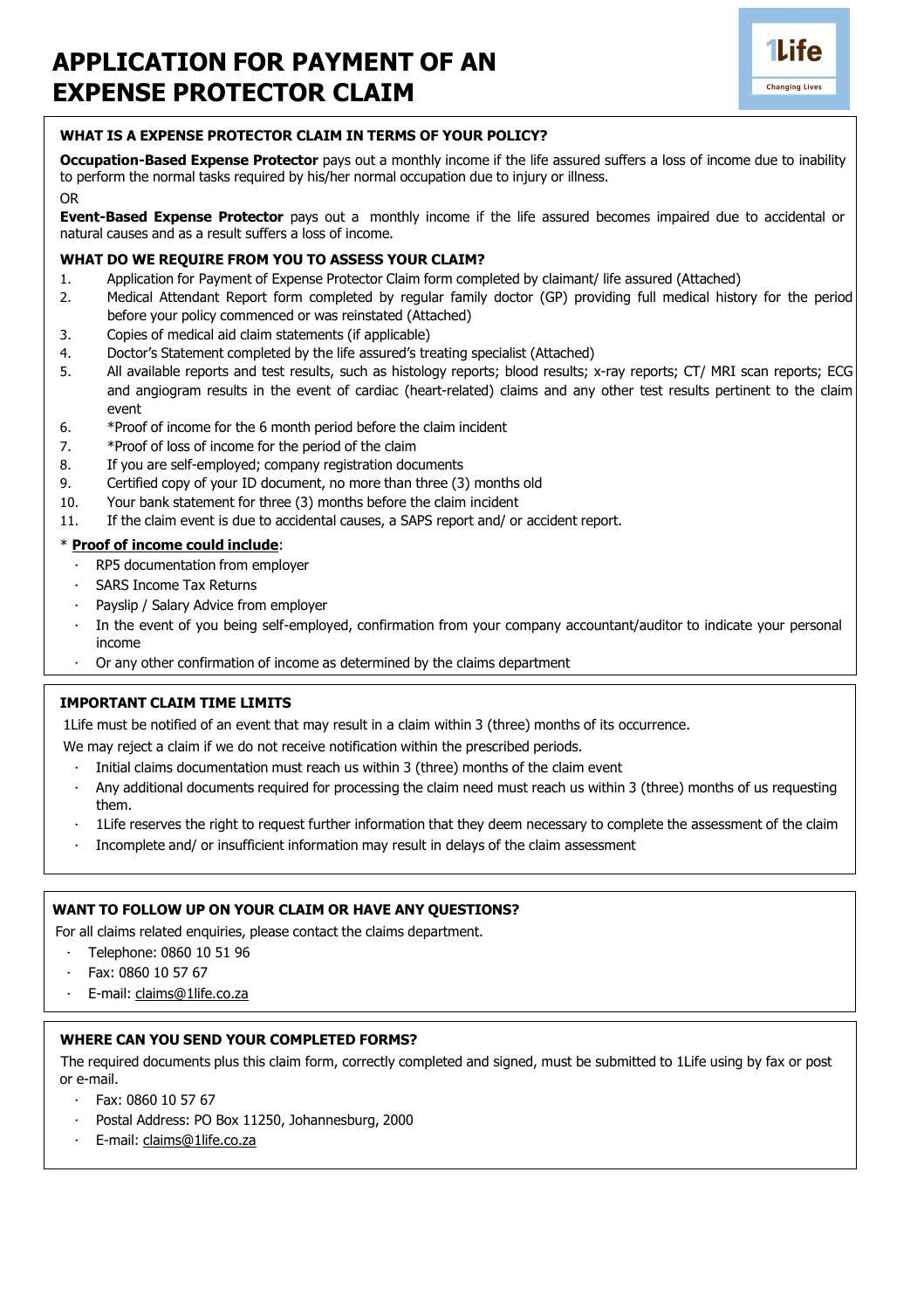# APPLICATION FOR PAYMENT OF AN EXPENSE PROTECTOR CLAIM

1Life
Changing Lives

### WHAT IS A EXPENSE PROTECTOR CLAIM IN TERMS OF YOUR POLICY?

**Occupation-Based Expense Protector** pays out a monthly income if the life assured suffers a loss of income due to inability to perform the normal tasks required by his/her normal occupation due to injury or illness.

OR

**Event-Based Expense Protector** pays out a monthly income if the life assured becomes impaired due to accidental or natural causes and as a result suffers a loss of income.

### WHAT DO WE REQUIRE FROM YOU TO ASSESS YOUR CLAIM?

1. Application for Payment of Expense Protector Claim form completed by claimant/ life assured (Attached)
2. Medical Attendant Report form completed by regular family doctor (GP) providing full medical history for the period before your policy commenced or was reinstated (Attached)
3. Copies of medical aid claim statements (if applicable)
4. Doctor's Statement completed by the life assured's treating specialist (Attached)
5. All available reports and test results, such as histology reports; blood results; x-ray reports; CT/ MRI scan reports; ECG and angiogram results in the event of cardiac (heart-related) claims and any other test results pertinent to the claim event
6. *Proof of income for the 6 month period before the claim incident
7. *Proof of loss of income for the period of the claim
8. If you are self-employed; company registration documents
9. Certified copy of your ID document, no more than three (3) months old
10. Your bank statement for three (3) months before the claim incident
11. If the claim event is due to accidental causes, a SAPS report and/ or accident report.

\* **Proof of income could include**:

- RP5 documentation from employer
- SARS Income Tax Returns
- Payslip / Salary Advice from employer
- In the event of you being self-employed, confirmation from your company accountant/auditor to indicate your personal income
- Or any other confirmation of income as determined by the claims department

### IMPORTANT CLAIM TIME LIMITS

1Life must be notified of an event that may result in a claim within 3 (three) months of its occurrence.

We may reject a claim if we do not receive notification within the prescribed periods.

- Initial claims documentation must reach us within 3 (three) months of the claim event
- Any additional documents required for processing the claim need must reach us within 3 (three) months of us requesting them.
- 1Life reserves the right to request further information that they deem necessary to complete the assessment of the claim
- Incomplete and/ or insufficient information may result in delays of the claim assessment

### WANT TO FOLLOW UP ON YOUR CLAIM OR HAVE ANY QUESTIONS?

For all claims related enquiries, please contact the claims department.

- Telephone: 0860 10 51 96
- Fax: 0860 10 57 67
- E-mail: claims@1life.co.za

### WHERE CAN YOU SEND YOUR COMPLETED FORMS?

The required documents plus this claim form, correctly completed and signed, must be submitted to 1Life using by fax or post or e-mail.

- Fax: 0860 10 57 67
- Postal Address: PO Box 11250, Johannesburg, 2000
- E-mail: claims@1life.co.za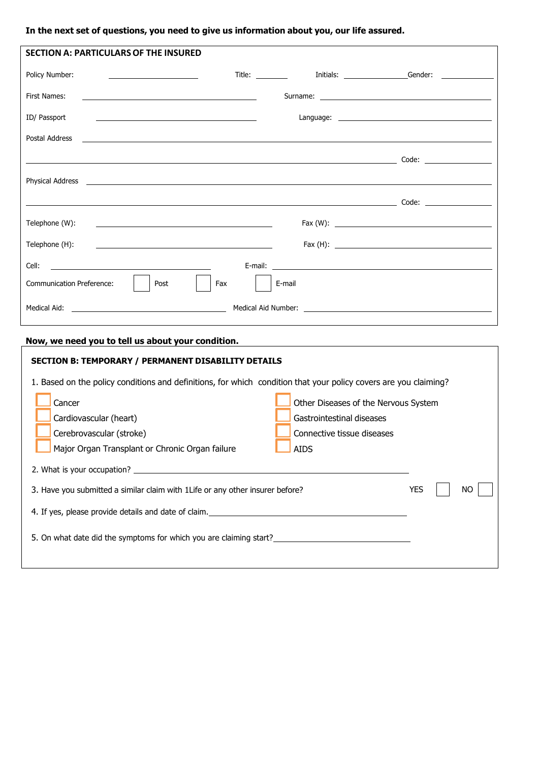**In the next set of questions, you need to give us information about you, our life assured.**

## SECTION A: PARTICULARS OF THE INSURED

Policy Number: ______________ Title: ________ Initials: ______________ Gender: ____________

First Names: ______________________________ Surname: ______________________________

ID/ Passport ______________________________ Language: ______________________________

Postal Address ____________________________________________________________

____________________________________________________________ Code: ____________

Physical Address ____________________________________________________________

____________________________________________________________ Code: ____________

Telephone (W): ______________________________ Fax (W): ______________________________

Telephone (H): ______________________________ Fax (H): ______________________________

Cell: ______________________________ E-mail: ______________________________

Communication Preference: ☐ Post ☐ Fax ☐ E-mail

Medical Aid: ______________________________ Medical Aid Number: ______________________________

**Now, we need you to tell us about your condition.**

## SECTION B: TEMPORARY / PERMANENT DISABILITY DETAILS

1. Based on the policy conditions and definitions, for which condition that your policy covers are you claiming?

   - ☐ Cancer
   - ☐ Cardiovascular (heart)
   - ☐ Cerebrovascular (stroke)
   - ☐ Major Organ Transplant or Chronic Organ failure
   - ☐ Other Diseases of the Nervous System
   - ☐ Gastrointestinal diseases
   - ☐ Connective tissue diseases
   - ☐ AIDS

2. What is your occupation? ______________________________

3. Have you submitted a similar claim with 1Life or any other insurer before? YES ☐ NO ☐

4. If yes, please provide details and date of claim. ______________________________

5. On what date did the symptoms for which you are claiming start? ______________________________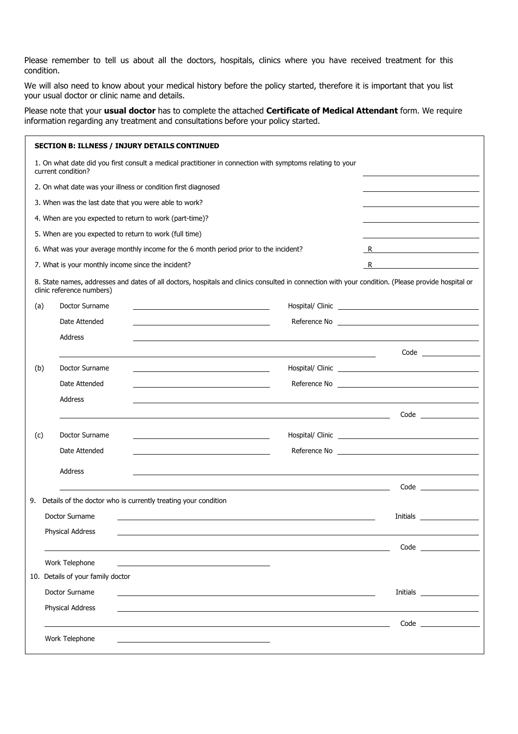Please remember to tell us about all the doctors, hospitals, clinics where you have received treatment for this condition.

We will also need to know about your medical history before the policy started, therefore it is important that you list your usual doctor or clinic name and details.

Please note that your **usual doctor** has to complete the attached **Certificate of Medical Attendant** form. We require information regarding any treatment and consultations before your policy started.

**SECTION B: ILLNESS / INJURY DETAILS CONTINUED**

1. On what date did you first consult a medical practitioner in connection with symptoms relating to your current condition? ____________________

2. On what date was your illness or condition first diagnosed ____________________

3. When was the last date that you were able to work? ____________________

4. When are you expected to return to work (part-time)? ____________________

5. When are you expected to return to work (full time) ____________________

6. What was your average monthly income for the 6 month period prior to the incident? R ____________________

7. What is your monthly income since the incident? R ____________________

8. State names, addresses and dates of all doctors, hospitals and clinics consulted in connection with your condition. (Please provide hospital or clinic reference numbers)

(a) Doctor Surname ____________________ Hospital/ Clinic ____________________

Date Attended ____________________ Reference No ____________________

Address ________________________________________

________________________________________ Code __________

(b) Doctor Surname ____________________ Hospital/ Clinic ____________________

Date Attended ____________________ Reference No ____________________

Address ________________________________________

________________________________________ Code __________

(c) Doctor Surname ____________________ Hospital/ Clinic ____________________

Date Attended ____________________ Reference No ____________________

Address ________________________________________

________________________________________ Code __________

9. Details of the doctor who is currently treating your condition

Doctor Surname ________________________________________ Initials __________

Physical Address ________________________________________

________________________________________ Code __________

Work Telephone ____________________

10. Details of your family doctor

Doctor Surname ________________________________________ Initials __________

Physical Address ________________________________________

________________________________________ Code __________

Work Telephone ____________________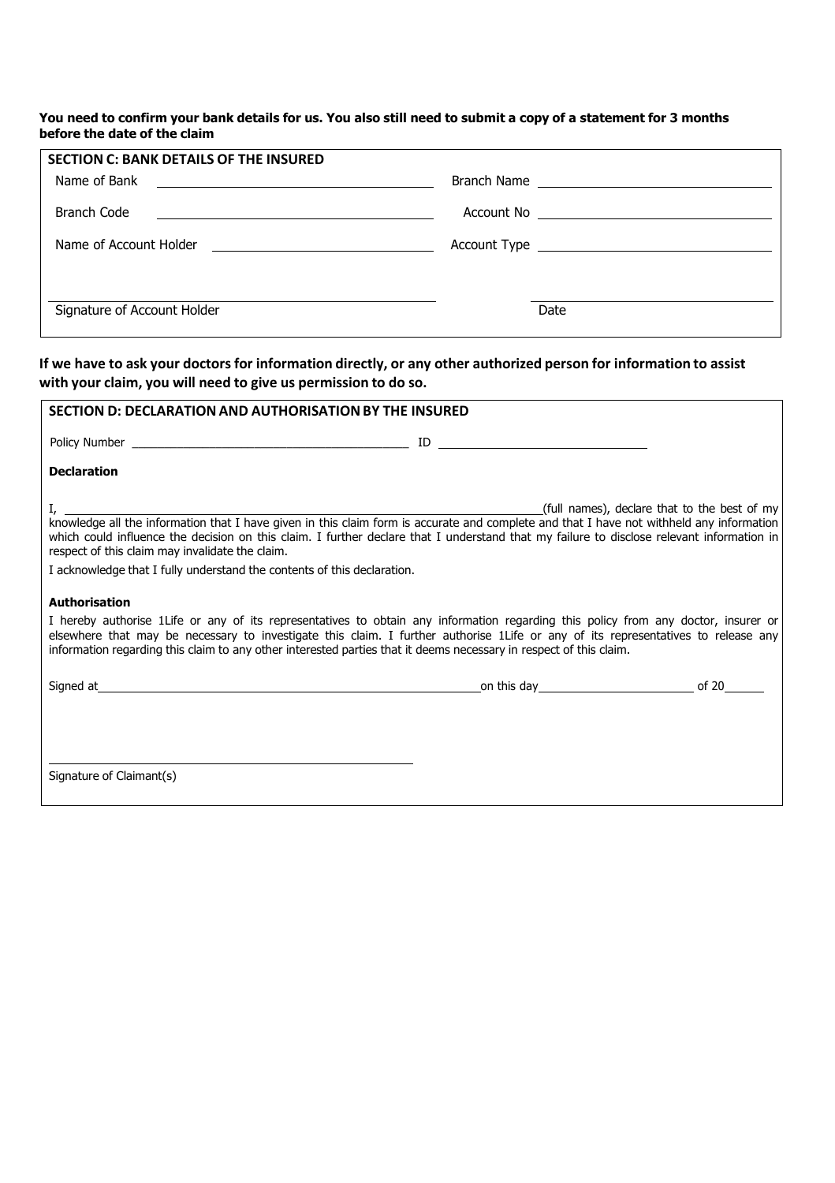**You need to confirm your bank details for us. You also still need to submit a copy of a statement for 3 months before the date of the claim**

**SECTION C: BANK DETAILS OF THE INSURED**

Name of Bank ____________________ Branch Name ____________________

Branch Code ____________________ Account No ____________________

Name of Account Holder ____________________ Account Type ____________________

____________________
Signature of Account Holder

____________________
Date

**If we have to ask your doctors for information directly, or any other authorized person for information to assist with your claim, you will need to give us permission to do so.**

**SECTION D: DECLARATION AND AUTHORISATION BY THE INSURED**

Policy Number ____________________ ID ____________________

**Declaration**

I, ____________________ (full names), declare that to the best of my knowledge all the information that I have given in this claim form is accurate and complete and that I have not withheld any information which could influence the decision on this claim. I further declare that I understand that my failure to disclose relevant information in respect of this claim may invalidate the claim.

I acknowledge that I fully understand the contents of this declaration.

**Authorisation**

I hereby authorise 1Life or any of its representatives to obtain any information regarding this policy from any doctor, insurer or elsewhere that may be necessary to investigate this claim. I further authorise 1Life or any of its representatives to release any information regarding this claim to any other interested parties that it deems necessary in respect of this claim.

Signed at ____________________ on this day ____________________ of 20______

____________________
Signature of Claimant(s)